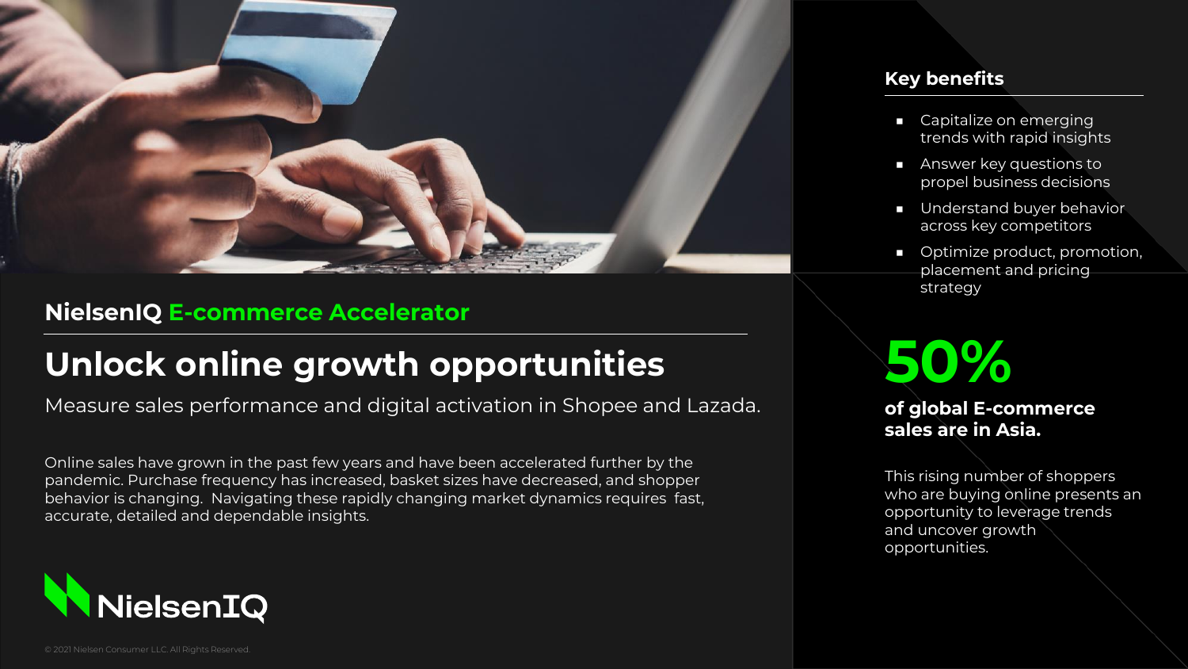## NielsenIQ E-commerce Accelerator

# Unlock online growth opportunities

Measure sales performance and digital activation in Shopee and Lazada.

Online sales have grown in the past few years and have been accelerated further by the pandemic. Purchase frequency has increased, basket sizes have decreased, and shopper behavior is changing. Navigating these rapidly changing market dynamics requires fast, accurate, detailed and dependable insights.

NielsenIQ

© 2021 Nielsen Consumer LLC. All Rights Reserved.

### Key benefits

- Capitalize on emerging trends with rapid insights
- Answer key questions to propel business decisions
- Understand buyer behavior across key competitors
- Optimize product, promotion, placement and pricing strategy

**50%**

**of global E-commerce sales are in Asia.**

This rising number of shoppers who are buying online presents an opportunity to leverage trends and uncover growth opportunities.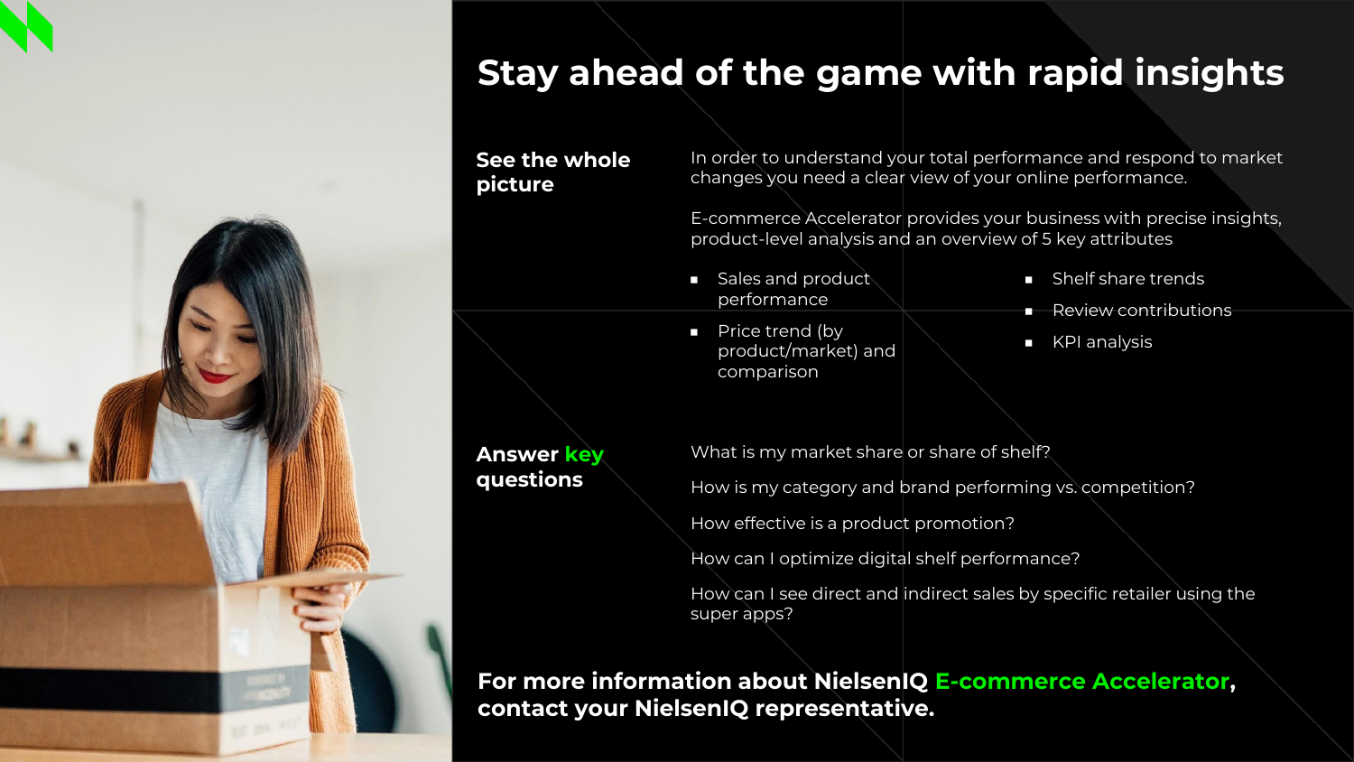# Stay ahead of the game with rapid insights

## See the whole picture

In order to understand your total performance and respond to market changes you need a clear view of your online performance.

E-commerce Accelerator provides your business with precise insights, product-level analysis and an overview of 5 key attributes

- Sales and product performance
- Price trend (by product/market) and comparison
- Shelf share trends
- Review contributions
- KPI analysis

## Answer key questions

What is my market share or share of shelf?

How is my category and brand performing vs. competition?

How effective is a product promotion?

How can I optimize digital shelf performance?

How can I see direct and indirect sales by specific retailer using the super apps?

**For more information about NielsenIQ E-commerce Accelerator, contact your NielsenIQ representative.**